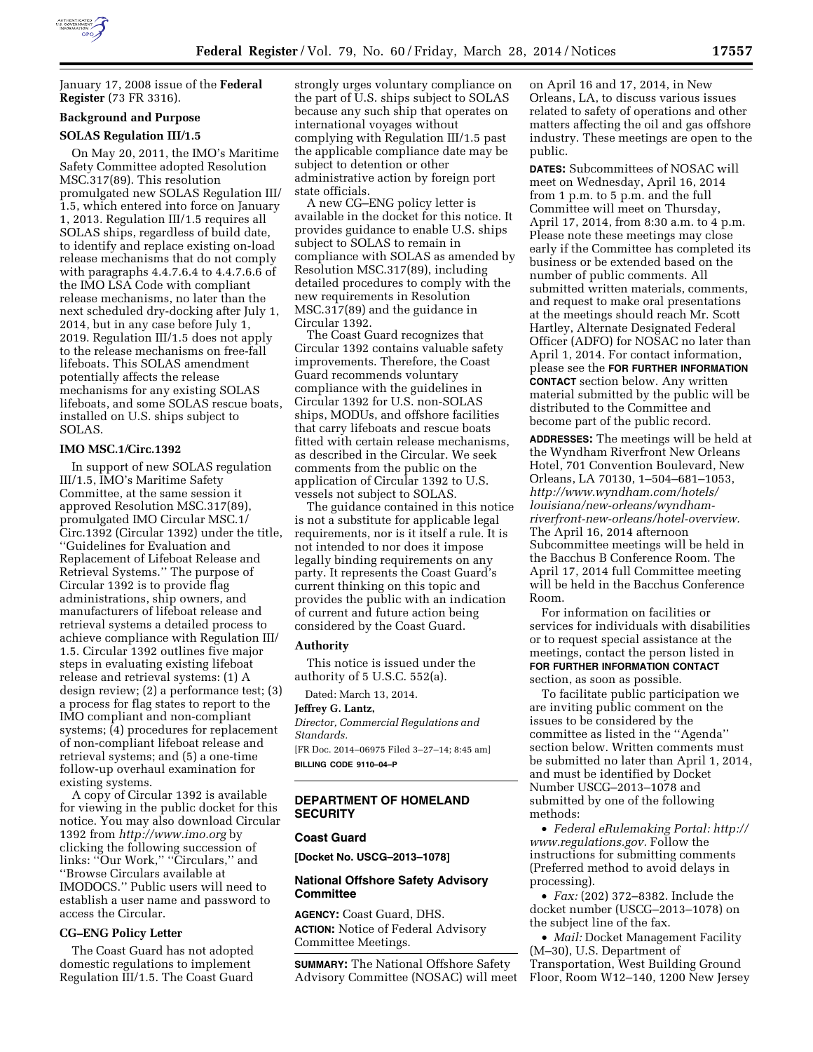January 17, 2008 issue of the **Federal Register** (73 FR 3316).

### Background and Purpose

### SOLAS Regulation III/1.5

On May 20, 2011, the IMO's Maritime Safety Committee adopted Resolution MSC.317(89). This resolution promulgated new SOLAS Regulation III/1.5, which entered into force on January 1, 2013. Regulation III/1.5 requires all SOLAS ships, regardless of build date, to identify and replace existing on-load release mechanisms that do not comply with paragraphs 4.4.7.6.4 to 4.4.7.6.6 of the IMO LSA Code with compliant release mechanisms, no later than the next scheduled dry-docking after July 1, 2014, but in any case before July 1, 2019. Regulation III/1.5 does not apply to the release mechanisms on free-fall lifeboats. This SOLAS amendment potentially affects the release mechanisms for any existing SOLAS lifeboats, and some SOLAS rescue boats, installed on U.S. ships subject to SOLAS.

### IMO MSC.1/Circ.1392

In support of new SOLAS regulation III/1.5, IMO's Maritime Safety Committee, at the same session it approved Resolution MSC.317(89), promulgated IMO Circular MSC.1/Circ.1392 (Circular 1392) under the title, ''Guidelines for Evaluation and Replacement of Lifeboat Release and Retrieval Systems.'' The purpose of Circular 1392 is to provide flag administrations, ship owners, and manufacturers of lifeboat release and retrieval systems a detailed process to achieve compliance with Regulation III/1.5. Circular 1392 outlines five major steps in evaluating existing lifeboat release and retrieval systems: (1) A design review; (2) a performance test; (3) a process for flag states to report to the IMO compliant and non-compliant systems; (4) procedures for replacement of non-compliant lifeboat release and retrieval systems; and (5) a one-time follow-up overhaul examination for existing systems.

A copy of Circular 1392 is available for viewing in the public docket for this notice. You may also download Circular 1392 from *http://www.imo.org* by clicking the following succession of links: ''Our Work,'' ''Circulars,'' and ''Browse Circulars available at IMODOCS.'' Public users will need to establish a user name and password to access the Circular.

### CG–ENG Policy Letter

The Coast Guard has not adopted domestic regulations to implement Regulation III/1.5. The Coast Guard strongly urges voluntary compliance on the part of U.S. ships subject to SOLAS because any such ship that operates on international voyages without complying with Regulation III/1.5 past the applicable compliance date may be subject to detention or other administrative action by foreign port state officials.

A new CG–ENG policy letter is available in the docket for this notice. It provides guidance to enable U.S. ships subject to SOLAS to remain in compliance with SOLAS as amended by Resolution MSC.317(89), including detailed procedures to comply with the new requirements in Resolution MSC.317(89) and the guidance in Circular 1392.

The Coast Guard recognizes that Circular 1392 contains valuable safety improvements. Therefore, the Coast Guard recommends voluntary compliance with the guidelines in Circular 1392 for U.S. non-SOLAS ships, MODUs, and offshore facilities that carry lifeboats and rescue boats fitted with certain release mechanisms, as described in the Circular. We seek comments from the public on the application of Circular 1392 to U.S. vessels not subject to SOLAS.

The guidance contained in this notice is not a substitute for applicable legal requirements, nor is it itself a rule. It is not intended to nor does it impose legally binding requirements on any party. It represents the Coast Guard's current thinking on this topic and provides the public with an indication of current and future action being considered by the Coast Guard.

### Authority

This notice is issued under the authority of 5 U.S.C. 552(a).

Dated: March 13, 2014.

**Jeffrey G. Lantz,**

*Director, Commercial Regulations and Standards.*

[FR Doc. 2014–06975 Filed 3–27–14; 8:45 am]

**BILLING CODE 9110–04–P**

---

## DEPARTMENT OF HOMELAND SECURITY

### Coast Guard

**[Docket No. USCG–2013–1078]**

### National Offshore Safety Advisory Committee

**AGENCY:** Coast Guard, DHS.

**ACTION:** Notice of Federal Advisory Committee Meetings.

**SUMMARY:** The National Offshore Safety Advisory Committee (NOSAC) will meet on April 16 and 17, 2014, in New Orleans, LA, to discuss various issues related to safety of operations and other matters affecting the oil and gas offshore industry. These meetings are open to the public.

**DATES:** Subcommittees of NOSAC will meet on Wednesday, April 16, 2014 from 1 p.m. to 5 p.m. and the full Committee will meet on Thursday, April 17, 2014, from 8:30 a.m. to 4 p.m. Please note these meetings may close early if the Committee has completed its business or be extended based on the number of public comments. All submitted written materials, comments, and request to make oral presentations at the meetings should reach Mr. Scott Hartley, Alternate Designated Federal Officer (ADFO) for NOSAC no later than April 1, 2014. For contact information, please see the **FOR FURTHER INFORMATION CONTACT** section below. Any written material submitted by the public will be distributed to the Committee and become part of the public record.

**ADDRESSES:** The meetings will be held at the Wyndham Riverfront New Orleans Hotel, 701 Convention Boulevard, New Orleans, LA 70130, 1–504–681–1053, *http://www.wyndham.com/hotels/louisiana/new-orleans/wyndham-riverfront-new-orleans/hotel-overview.* The April 16, 2014 afternoon Subcommittee meetings will be held in the Bacchus B Conference Room. The April 17, 2014 full Committee meeting will be held in the Bacchus Conference Room.

For information on facilities or services for individuals with disabilities or to request special assistance at the meetings, contact the person listed in **FOR FURTHER INFORMATION CONTACT** section, as soon as possible.

To facilitate public participation we are inviting public comment on the issues to be considered by the committee as listed in the ''Agenda'' section below. Written comments must be submitted no later than April 1, 2014, and must be identified by Docket Number USCG–2013–1078 and submitted by one of the following methods:

- *Federal eRulemaking Portal: http://www.regulations.gov.* Follow the instructions for submitting comments (Preferred method to avoid delays in processing).
- *Fax:* (202) 372–8382. Include the docket number (USCG–2013–1078) on the subject line of the fax.
- *Mail:* Docket Management Facility (M–30), U.S. Department of Transportation, West Building Ground Floor, Room W12–140, 1200 New Jersey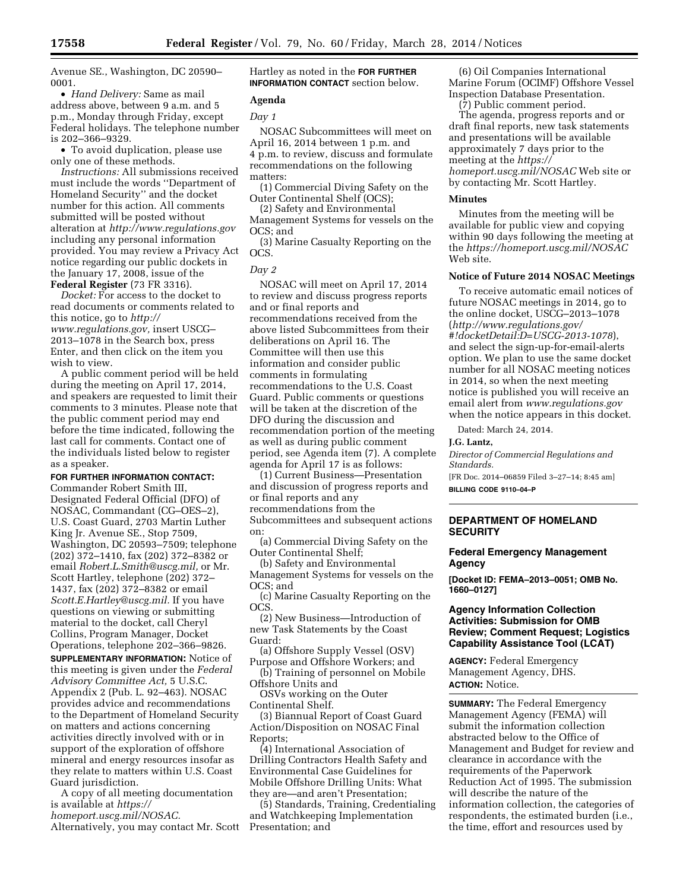Avenue SE., Washington, DC 20590–0001.

- *Hand Delivery:* Same as mail address above, between 9 a.m. and 5 p.m., Monday through Friday, except Federal holidays. The telephone number is 202–366–9329.
- To avoid duplication, please use only one of these methods.

*Instructions:* All submissions received must include the words ''Department of Homeland Security'' and the docket number for this action. All comments submitted will be posted without alteration at *http://www.regulations.gov* including any personal information provided. You may review a Privacy Act notice regarding our public dockets in the January 17, 2008, issue of the **Federal Register** (73 FR 3316).

*Docket:* For access to the docket to read documents or comments related to this notice, go to *http://www.regulations.gov,* insert USCG–2013–1078 in the Search box, press Enter, and then click on the item you wish to view.

A public comment period will be held during the meeting on April 17, 2014, and speakers are requested to limit their comments to 3 minutes. Please note that the public comment period may end before the time indicated, following the last call for comments. Contact one of the individuals listed below to register as a speaker.

**FOR FURTHER INFORMATION CONTACT:** Commander Robert Smith III, Designated Federal Official (DFO) of NOSAC, Commandant (CG–OES–2), U.S. Coast Guard, 2703 Martin Luther King Jr. Avenue SE., Stop 7509, Washington, DC 20593–7509; telephone (202) 372–1410, fax (202) 372–8382 or email *Robert.L.Smith@uscg.mil,* or Mr. Scott Hartley, telephone (202) 372–1437, fax (202) 372–8382 or email *Scott.E.Hartley@uscg.mil.* If you have questions on viewing or submitting material to the docket, call Cheryl Collins, Program Manager, Docket Operations, telephone 202–366–9826.

**SUPPLEMENTARY INFORMATION:** Notice of this meeting is given under the *Federal Advisory Committee Act,* 5 U.S.C. Appendix 2 (Pub. L. 92–463). NOSAC provides advice and recommendations to the Department of Homeland Security on matters and actions concerning activities directly involved with or in support of the exploration of offshore mineral and energy resources insofar as they relate to matters within U.S. Coast Guard jurisdiction.

A copy of all meeting documentation is available at *https://homeport.uscg.mil/NOSAC.* Alternatively, you may contact Mr. Scott Hartley as noted in the **FOR FURTHER INFORMATION CONTACT** section below.

## Agenda

*Day 1*

NOSAC Subcommittees will meet on April 16, 2014 between 1 p.m. and 4 p.m. to review, discuss and formulate recommendations on the following matters:

(1) Commercial Diving Safety on the Outer Continental Shelf (OCS);

(2) Safety and Environmental Management Systems for vessels on the OCS; and

(3) Marine Casualty Reporting on the OCS.

*Day 2*

NOSAC will meet on April 17, 2014 to review and discuss progress reports and or final reports and recommendations received from the above listed Subcommittees from their deliberations on April 16. The Committee will then use this information and consider public comments in formulating recommendations to the U.S. Coast Guard. Public comments or questions will be taken at the discretion of the DFO during the discussion and recommendation portion of the meeting as well as during public comment period, see Agenda item (7). A complete agenda for April 17 is as follows:

(1) Current Business—Presentation and discussion of progress reports and or final reports and any recommendations from the Subcommittees and subsequent actions on:

(a) Commercial Diving Safety on the Outer Continental Shelf;

(b) Safety and Environmental Management Systems for vessels on the OCS; and

(c) Marine Casualty Reporting on the OCS.

(2) New Business—Introduction of new Task Statements by the Coast Guard:

(a) Offshore Supply Vessel (OSV) Purpose and Offshore Workers; and

(b) Training of personnel on Mobile Offshore Units and OSVs working on the Outer Continental Shelf.

(3) Biannual Report of Coast Guard Action/Disposition on NOSAC Final Reports;

(4) International Association of Drilling Contractors Health Safety and Environmental Case Guidelines for Mobile Offshore Drilling Units: What they are—and aren't Presentation;

(5) Standards, Training, Credentialing and Watchkeeping Implementation Presentation; and

(6) Oil Companies International Marine Forum (OCIMF) Offshore Vessel Inspection Database Presentation.

(7) Public comment period.

The agenda, progress reports and or draft final reports, new task statements and presentations will be available approximately 7 days prior to the meeting at the *https://homeport.uscg.mil/NOSAC* Web site or by contacting Mr. Scott Hartley.

## Minutes

Minutes from the meeting will be available for public view and copying within 90 days following the meeting at the *https://homeport.uscg.mil/NOSAC* Web site.

## Notice of Future 2014 NOSAC Meetings

To receive automatic email notices of future NOSAC meetings in 2014, go to the online docket, USCG–2013–1078 (*http://www.regulations.gov/#!docketDetail:D=USCG-2013-1078*), and select the sign-up-for-email-alerts option. We plan to use the same docket number for all NOSAC meeting notices in 2014, so when the next meeting notice is published you will receive an email alert from *www.regulations.gov* when the notice appears in this docket.

Dated: March 24, 2014.

**J.G. Lantz,**

*Director of Commercial Regulations and Standards.*

[FR Doc. 2014–06859 Filed 3–27–14; 8:45 am]

**BILLING CODE 9110–04–P**

---

# DEPARTMENT OF HOMELAND SECURITY

## Federal Emergency Management Agency

**[Docket ID: FEMA–2013–0051; OMB No. 1660–0127]**

## Agency Information Collection Activities: Submission for OMB Review; Comment Request; Logistics Capability Assistance Tool (LCAT)

**AGENCY:** Federal Emergency Management Agency, DHS.

**ACTION:** Notice.

**SUMMARY:** The Federal Emergency Management Agency (FEMA) will submit the information collection abstracted below to the Office of Management and Budget for review and clearance in accordance with the requirements of the Paperwork Reduction Act of 1995. The submission will describe the nature of the information collection, the categories of respondents, the estimated burden (i.e., the time, effort and resources used by